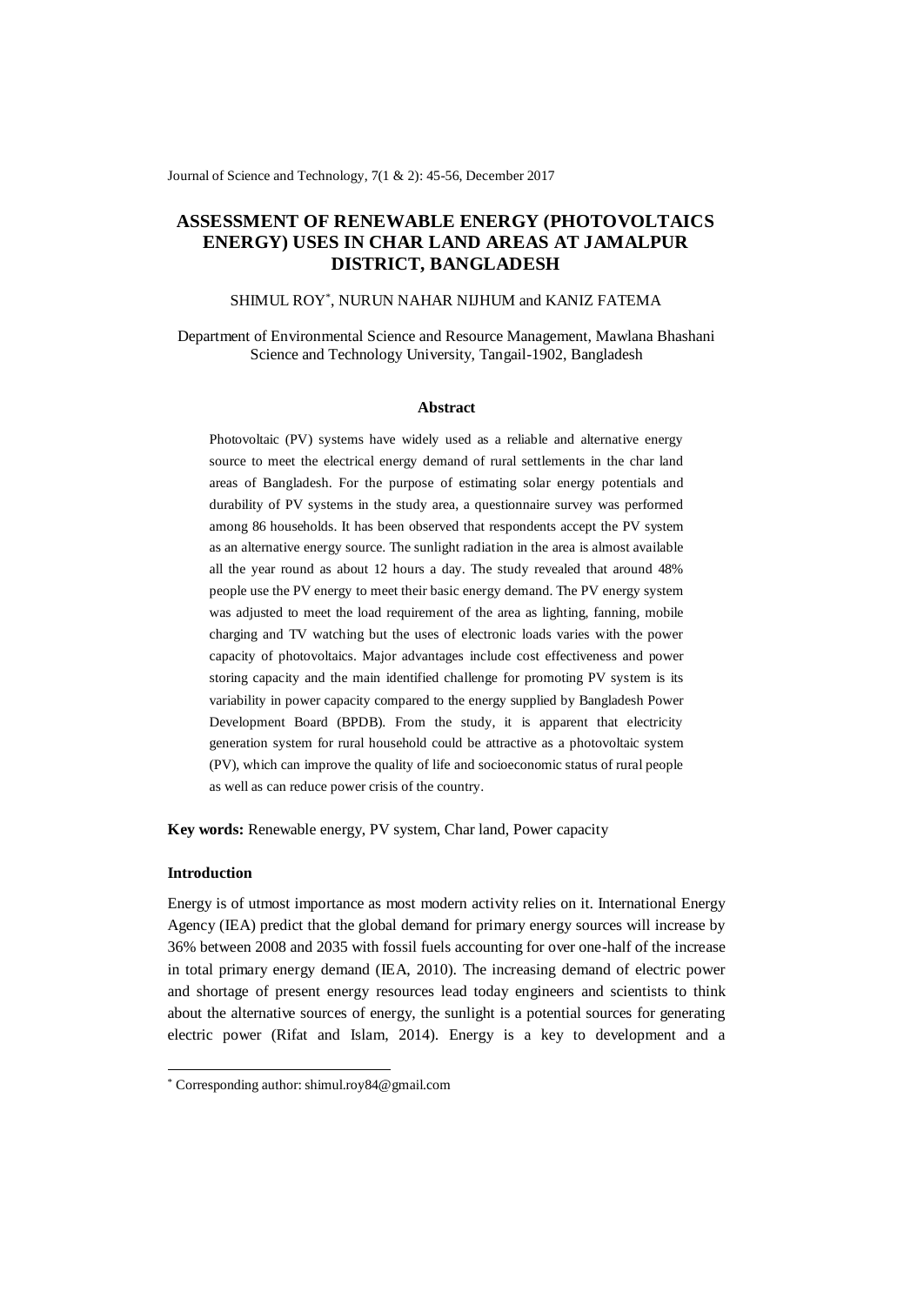# ASSESSMENT OF RENEWABLE ENERGY (PHOTOVOLTAICS ENERGY) USES IN CHAR LAND AREAS AT JAMALPUR DISTRICT, BANGLADESH

SHIMUL ROY[*], NURUN NAHAR NIJHUM and KANIZ FATEMA

Department of Environmental Science and Resource Management, Mawlana Bhashani Science and Technology University, Tangail-1902, Bangladesh

## Abstract

Photovoltaic (PV) systems have widely used as a reliable and alternative energy source to meet the electrical energy demand of rural settlements in the char land areas of Bangladesh. For the purpose of estimating solar energy potentials and durability of PV systems in the study area, a questionnaire survey was performed among 86 households. It has been observed that respondents accept the PV system as an alternative energy source. The sunlight radiation in the area is almost available all the year round as about 12 hours a day. The study revealed that around 48% people use the PV energy to meet their basic energy demand. The PV energy system was adjusted to meet the load requirement of the area as lighting, fanning, mobile charging and TV watching but the uses of electronic loads varies with the power capacity of photovoltaics. Major advantages include cost effectiveness and power storing capacity and the main identified challenge for promoting PV system is its variability in power capacity compared to the energy supplied by Bangladesh Power Development Board (BPDB). From the study, it is apparent that electricity generation system for rural household could be attractive as a photovoltaic system (PV), which can improve the quality of life and socioeconomic status of rural people as well as can reduce power crisis of the country.

**Key words:** Renewable energy, PV system, Char land, Power capacity

## Introduction

Energy is of utmost importance as most modern activity relies on it. International Energy Agency (IEA) predict that the global demand for primary energy sources will increase by 36% between 2008 and 2035 with fossil fuels accounting for over one-half of the increase in total primary energy demand (IEA, 2010). The increasing demand of electric power and shortage of present energy resources lead today engineers and scientists to think about the alternative sources of energy, the sunlight is a potential sources for generating electric power (Rifat and Islam, 2014). Energy is a key to development and a

---

[*] Corresponding author: shimul.roy84@gmail.com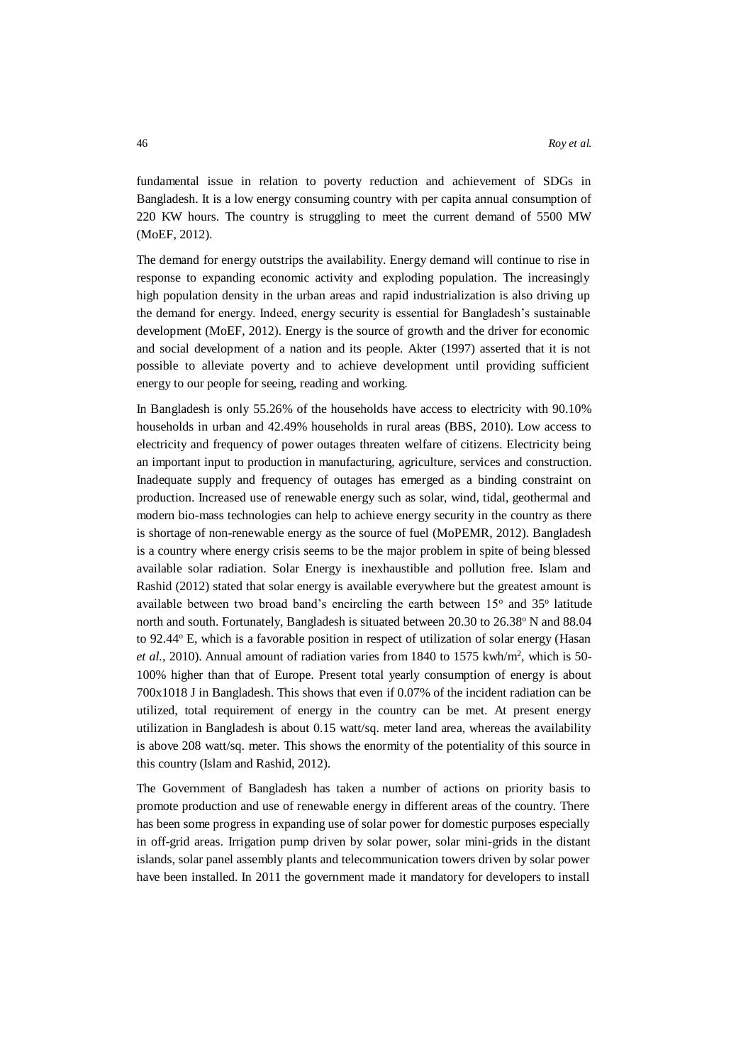fundamental issue in relation to poverty reduction and achievement of SDGs in Bangladesh. It is a low energy consuming country with per capita annual consumption of 220 KW hours. The country is struggling to meet the current demand of 5500 MW (MoEF, 2012).

The demand for energy outstrips the availability. Energy demand will continue to rise in response to expanding economic activity and exploding population. The increasingly high population density in the urban areas and rapid industrialization is also driving up the demand for energy. Indeed, energy security is essential for Bangladesh's sustainable development (MoEF, 2012). Energy is the source of growth and the driver for economic and social development of a nation and its people. Akter (1997) asserted that it is not possible to alleviate poverty and to achieve development until providing sufficient energy to our people for seeing, reading and working.

In Bangladesh is only 55.26% of the households have access to electricity with 90.10% households in urban and 42.49% households in rural areas (BBS, 2010). Low access to electricity and frequency of power outages threaten welfare of citizens. Electricity being an important input to production in manufacturing, agriculture, services and construction. Inadequate supply and frequency of outages has emerged as a binding constraint on production. Increased use of renewable energy such as solar, wind, tidal, geothermal and modern bio-mass technologies can help to achieve energy security in the country as there is shortage of non-renewable energy as the source of fuel (MoPEMR, 2012). Bangladesh is a country where energy crisis seems to be the major problem in spite of being blessed available solar radiation. Solar Energy is inexhaustible and pollution free. Islam and Rashid (2012) stated that solar energy is available everywhere but the greatest amount is available between two broad band's encircling the earth between $15^{o}$ and $35^{o}$ latitude north and south. Fortunately, Bangladesh is situated between 20.30 to $26.38^{o}$ N and 88.04 to $92.44^{o}$ E, which is a favorable position in respect of utilization of solar energy (Hasan *et al.,* 2010). Annual amount of radiation varies from 1840 to 1575 kwh/$m^2$, which is 50-100% higher than that of Europe. Present total yearly consumption of energy is about 700x1018 J in Bangladesh. This shows that even if 0.07% of the incident radiation can be utilized, total requirement of energy in the country can be met. At present energy utilization in Bangladesh is about 0.15 watt/sq. meter land area, whereas the availability is above 208 watt/sq. meter. This shows the enormity of the potentiality of this source in this country (Islam and Rashid, 2012).

The Government of Bangladesh has taken a number of actions on priority basis to promote production and use of renewable energy in different areas of the country. There has been some progress in expanding use of solar power for domestic purposes especially in off-grid areas. Irrigation pump driven by solar power, solar mini-grids in the distant islands, solar panel assembly plants and telecommunication towers driven by solar power have been installed. In 2011 the government made it mandatory for developers to install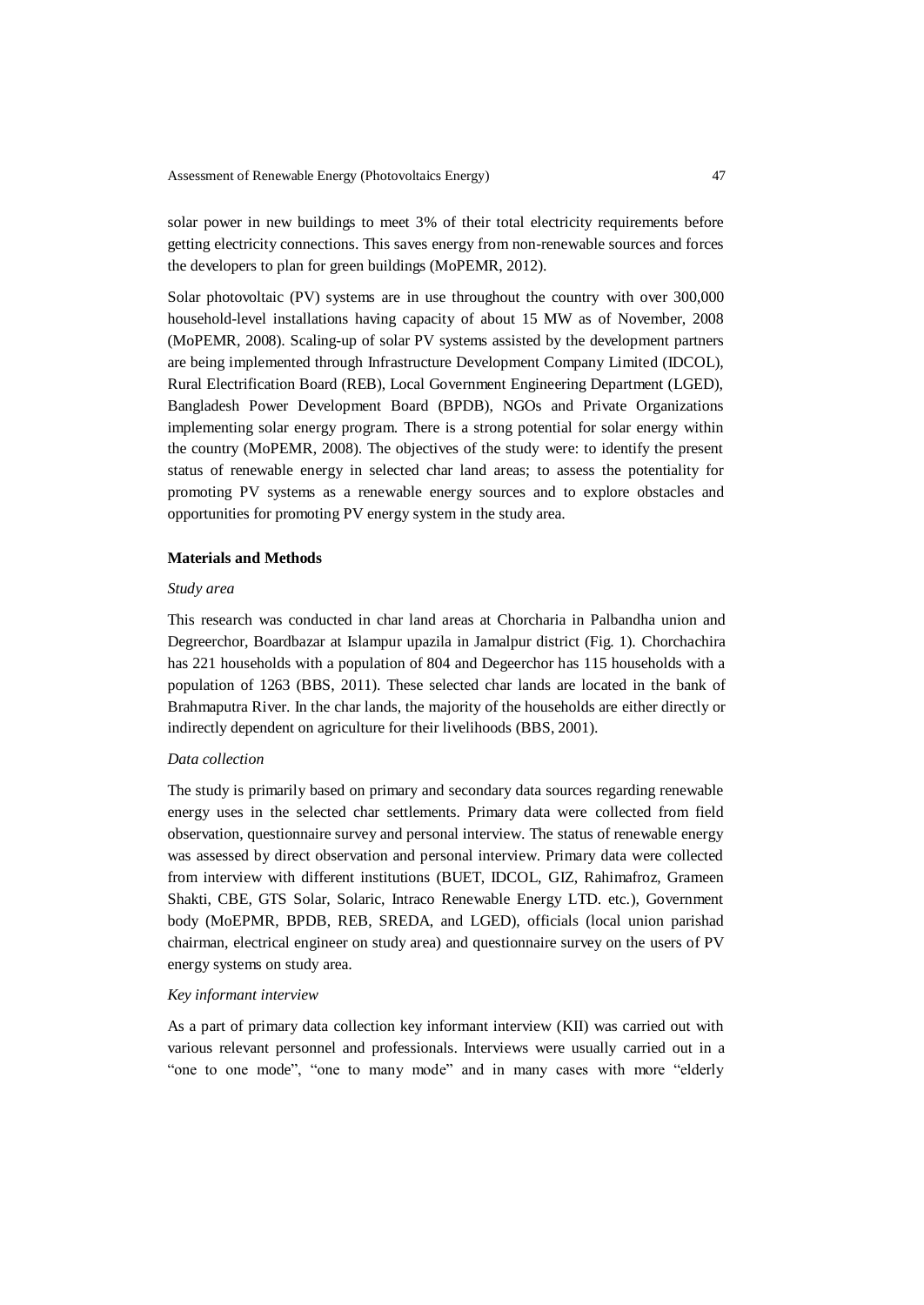solar power in new buildings to meet 3% of their total electricity requirements before getting electricity connections. This saves energy from non-renewable sources and forces the developers to plan for green buildings (MoPEMR, 2012).

Solar photovoltaic (PV) systems are in use throughout the country with over 300,000 household-level installations having capacity of about 15 MW as of November, 2008 (MoPEMR, 2008). Scaling-up of solar PV systems assisted by the development partners are being implemented through Infrastructure Development Company Limited (IDCOL), Rural Electrification Board (REB), Local Government Engineering Department (LGED), Bangladesh Power Development Board (BPDB), NGOs and Private Organizations implementing solar energy program. There is a strong potential for solar energy within the country (MoPEMR, 2008). The objectives of the study were: to identify the present status of renewable energy in selected char land areas; to assess the potentiality for promoting PV systems as a renewable energy sources and to explore obstacles and opportunities for promoting PV energy system in the study area.

## Materials and Methods

### *Study area*

This research was conducted in char land areas at Chorcharia in Palbandha union and Degreerchor, Boardbazar at Islampur upazila in Jamalpur district (Fig. 1). Chorchachira has 221 households with a population of 804 and Degeerchor has 115 households with a population of 1263 (BBS, 2011). These selected char lands are located in the bank of Brahmaputra River. In the char lands, the majority of the households are either directly or indirectly dependent on agriculture for their livelihoods (BBS, 2001).

### *Data collection*

The study is primarily based on primary and secondary data sources regarding renewable energy uses in the selected char settlements. Primary data were collected from field observation, questionnaire survey and personal interview. The status of renewable energy was assessed by direct observation and personal interview. Primary data were collected from interview with different institutions (BUET, IDCOL, GIZ, Rahimafroz, Grameen Shakti, CBE, GTS Solar, Solaric, Intraco Renewable Energy LTD. etc.), Government body (MoEPMR, BPDB, REB, SREDA, and LGED), officials (local union parishad chairman, electrical engineer on study area) and questionnaire survey on the users of PV energy systems on study area.

### *Key informant interview*

As a part of primary data collection key informant interview (KII) was carried out with various relevant personnel and professionals. Interviews were usually carried out in a "one to one mode", "one to many mode" and in many cases with more "elderly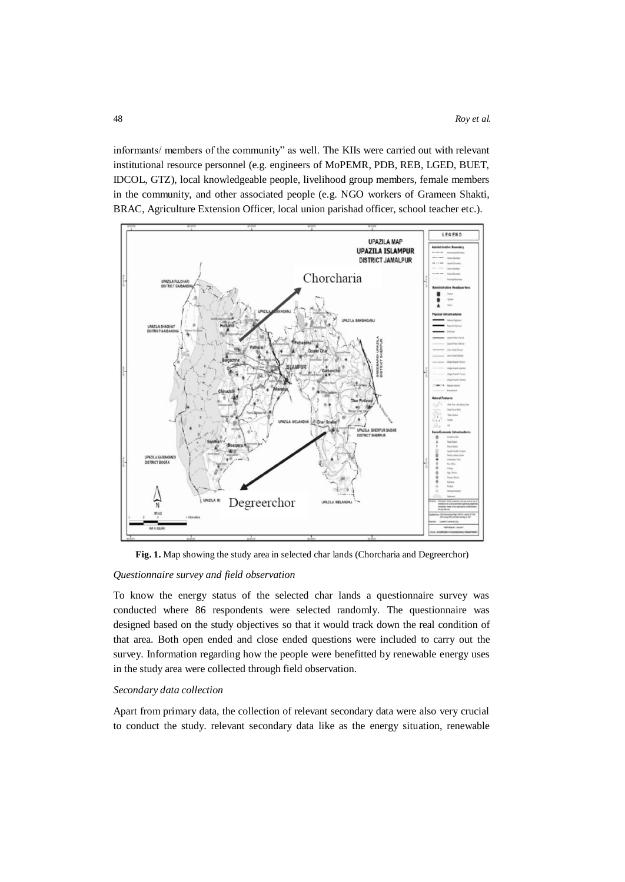informants/ members of the community" as well. The KIIs were carried out with relevant institutional resource personnel (e.g. engineers of MoPEMR, PDB, REB, LGED, BUET, IDCOL, GTZ), local knowledgeable people, livelihood group members, female members in the community, and other associated people (e.g. NGO workers of Grameen Shakti, BRAC, Agriculture Extension Officer, local union parishad officer, school teacher etc.).

**Fig. 1.** Map showing the study area in selected char lands (Chorcharia and Degreerchor)

*Questionnaire survey and field observation*

To know the energy status of the selected char lands a questionnaire survey was conducted where 86 respondents were selected randomly. The questionnaire was designed based on the study objectives so that it would track down the real condition of that area. Both open ended and close ended questions were included to carry out the survey. Information regarding how the people were benefitted by renewable energy uses in the study area were collected through field observation.

*Secondary data collection*

Apart from primary data, the collection of relevant secondary data were also very crucial to conduct the study. relevant secondary data like as the energy situation, renewable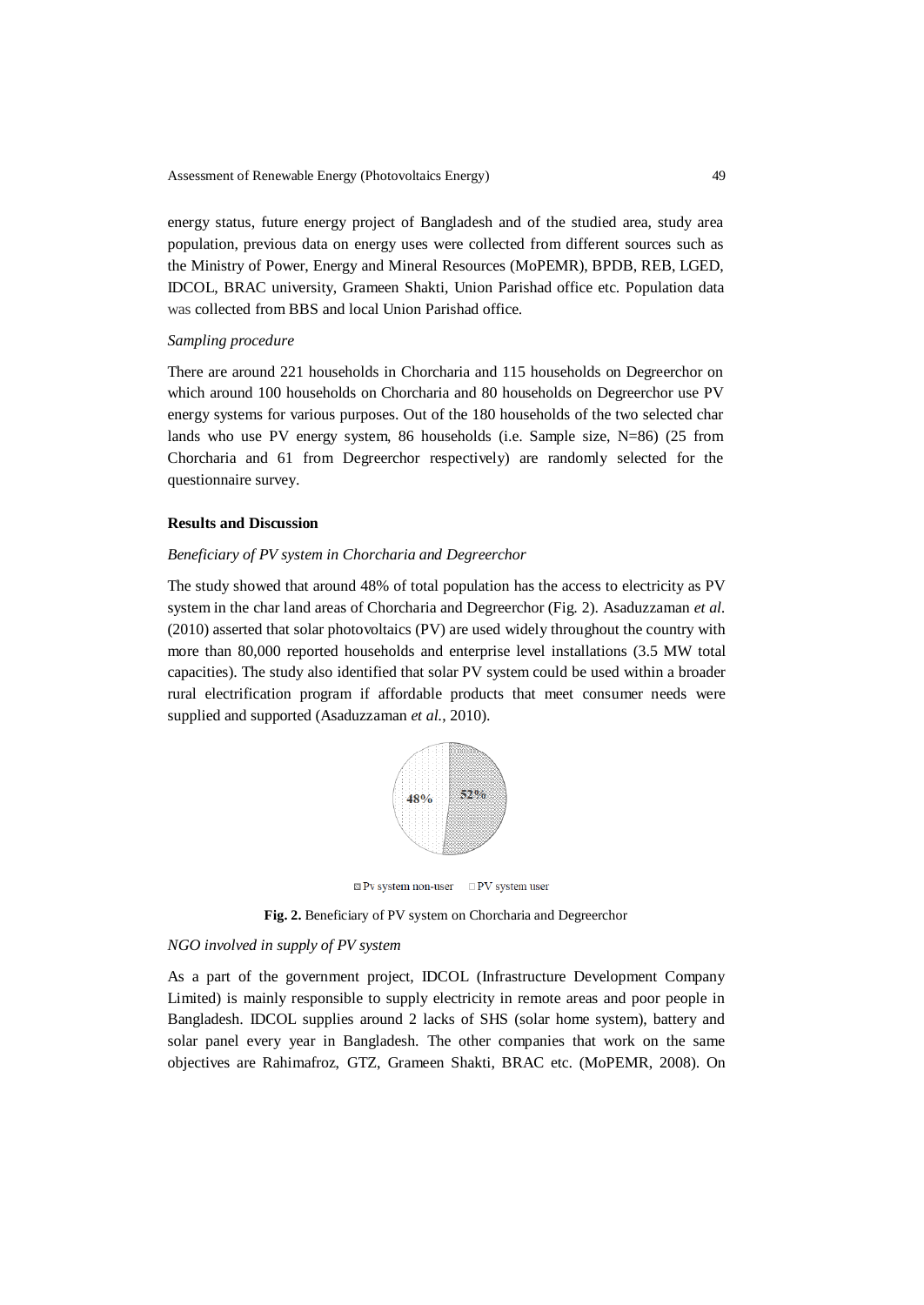energy status, future energy project of Bangladesh and of the studied area, study area population, previous data on energy uses were collected from different sources such as the Ministry of Power, Energy and Mineral Resources (MoPEMR), BPDB, REB, LGED, IDCOL, BRAC university, Grameen Shakti, Union Parishad office etc. Population data was collected from BBS and local Union Parishad office.

*Sampling procedure*

There are around 221 households in Chorcharia and 115 households on Degreerchor on which around 100 households on Chorcharia and 80 households on Degreerchor use PV energy systems for various purposes. Out of the 180 households of the two selected char lands who use PV energy system, 86 households (i.e. Sample size, N=86) (25 from Chorcharia and 61 from Degreerchor respectively) are randomly selected for the questionnaire survey.

**Results and Discussion**

*Beneficiary of PV system in Chorcharia and Degreerchor*

The study showed that around 48% of total population has the access to electricity as PV system in the char land areas of Chorcharia and Degreerchor (Fig. 2). Asaduzzaman *et al.* (2010) asserted that solar photovoltaics (PV) are used widely throughout the country with more than 80,000 reported households and enterprise level installations (3.5 MW total capacities). The study also identified that solar PV system could be used within a broader rural electrification program if affordable products that meet consumer needs were supplied and supported (Asaduzzaman *et al.*, 2010).

48% 52%

Pv system non-user PV system user

**Fig. 2.** Beneficiary of PV system on Chorcharia and Degreerchor

*NGO involved in supply of PV system*

As a part of the government project, IDCOL (Infrastructure Development Company Limited) is mainly responsible to supply electricity in remote areas and poor people in Bangladesh. IDCOL supplies around 2 lacks of SHS (solar home system), battery and solar panel every year in Bangladesh. The other companies that work on the same objectives are Rahimafroz, GTZ, Grameen Shakti, BRAC etc. (MoPEMR, 2008). On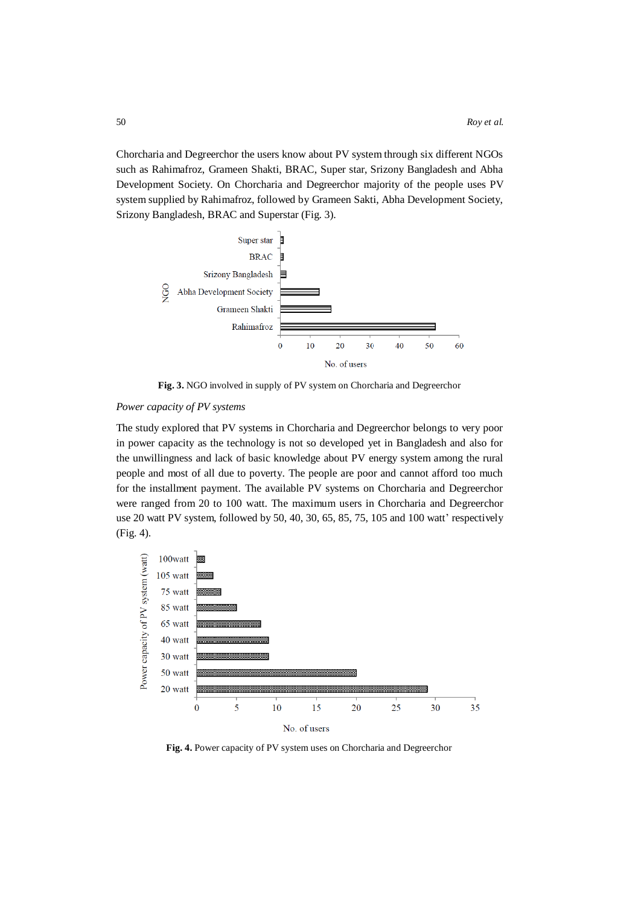Chorcharia and Degreerchor the users know about PV system through six different NGOs such as Rahimafroz, Grameen Shakti, BRAC, Super star, Srizony Bangladesh and Abha Development Society. On Chorcharia and Degreerchor majority of the people uses PV system supplied by Rahimafroz, followed by Grameen Sakti, Abha Development Society, Srizony Bangladesh, BRAC and Superstar (Fig. 3).

**Fig. 3.** NGO involved in supply of PV system on Chorcharia and Degreerchor

*Power capacity of PV systems*

The study explored that PV systems in Chorcharia and Degreerchor belongs to very poor in power capacity as the technology is not so developed yet in Bangladesh and also for the unwillingness and lack of basic knowledge about PV energy system among the rural people and most of all due to poverty. The people are poor and cannot afford too much for the installment payment. The available PV systems on Chorcharia and Degreerchor were ranged from 20 to 100 watt. The maximum users in Chorcharia and Degreerchor use 20 watt PV system, followed by 50, 40, 30, 65, 85, 75, 105 and 100 watt' respectively (Fig. 4).

**Fig. 4.** Power capacity of PV system uses on Chorcharia and Degreerchor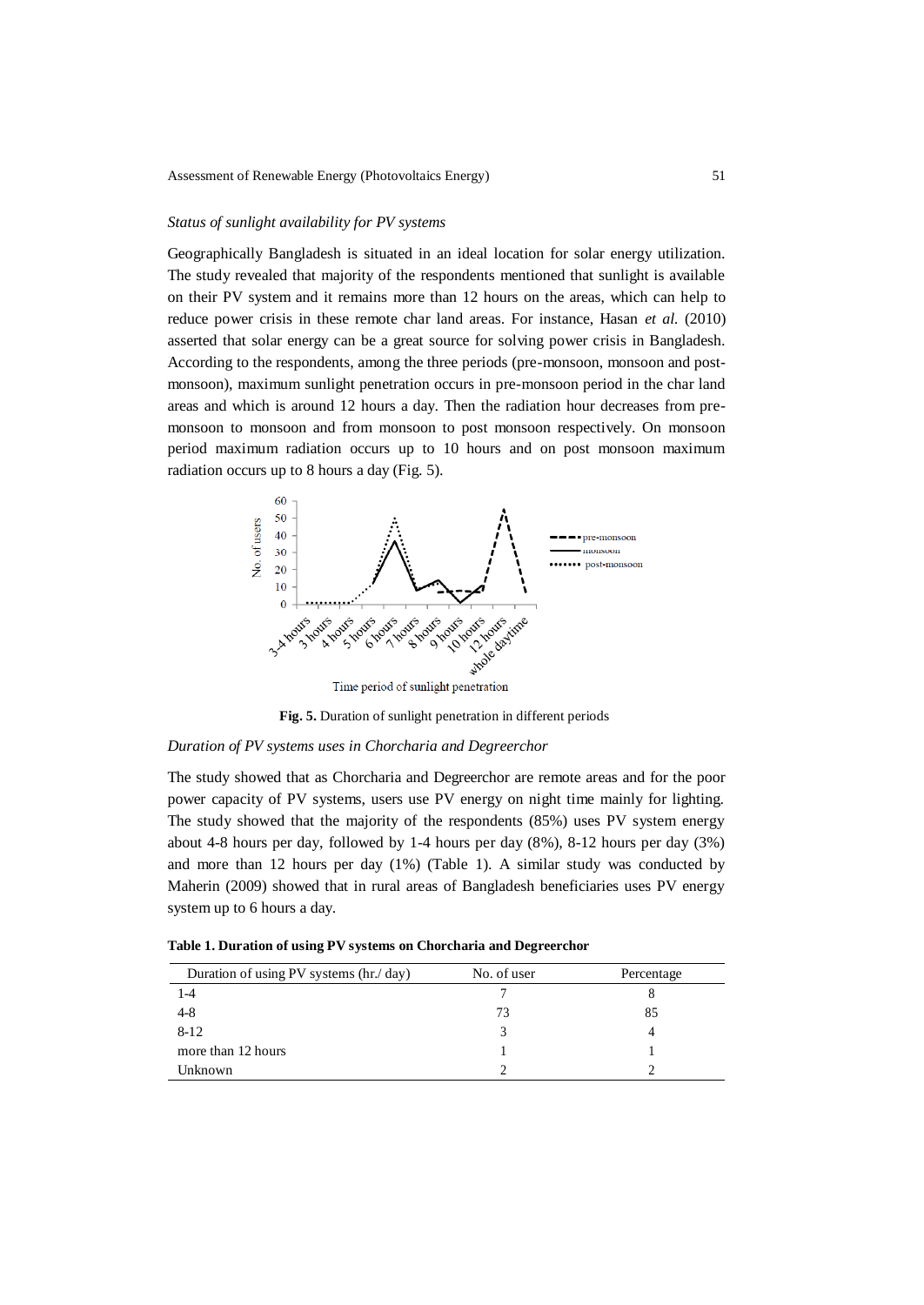*Status of sunlight availability for PV systems*

Geographically Bangladesh is situated in an ideal location for solar energy utilization. The study revealed that majority of the respondents mentioned that sunlight is available on their PV system and it remains more than 12 hours on the areas, which can help to reduce power crisis in these remote char land areas. For instance, Hasan *et al.* (2010) asserted that solar energy can be a great source for solving power crisis in Bangladesh. According to the respondents, among the three periods (pre-monsoon, monsoon and post-monsoon), maximum sunlight penetration occurs in pre-monsoon period in the char land areas and which is around 12 hours a day. Then the radiation hour decreases from pre-monsoon to monsoon and from monsoon to post monsoon respectively. On monsoon period maximum radiation occurs up to 10 hours and on post monsoon maximum radiation occurs up to 8 hours a day (Fig. 5).

**Fig. 5.** Duration of sunlight penetration in different periods

*Duration of PV systems uses in Chorcharia and Degreerchor*

The study showed that as Chorcharia and Degreerchor are remote areas and for the poor power capacity of PV systems, users use PV energy on night time mainly for lighting. The study showed that the majority of the respondents (85%) uses PV system energy about 4-8 hours per day, followed by 1-4 hours per day (8%), 8-12 hours per day (3%) and more than 12 hours per day (1%) (Table 1). A similar study was conducted by Maherin (2009) showed that in rural areas of Bangladesh beneficiaries uses PV energy system up to 6 hours a day.

**Table 1. Duration of using PV systems on Chorcharia and Degreerchor**

| Duration of using PV systems (hr./ day) | No. of user | Percentage |
|---|---|---|
| 1-4 | 7 | 8 |
| 4-8 | 73 | 85 |
| 8-12 | 3 | 4 |
| more than 12 hours | 1 | 1 |
| Unknown | 2 | 2 |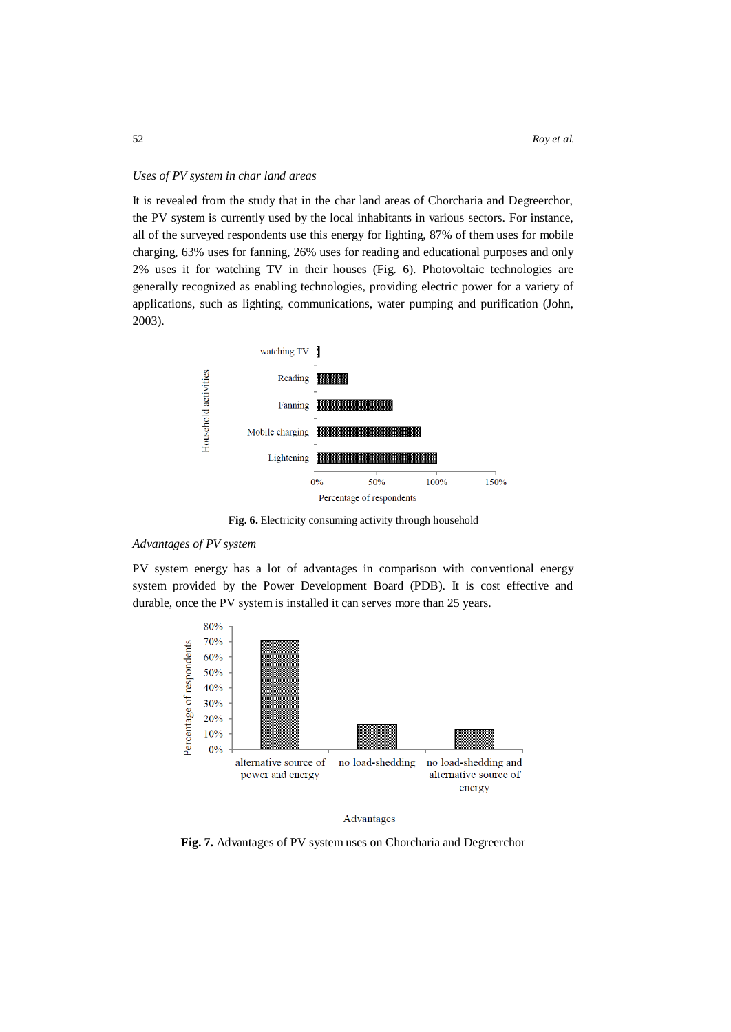*Uses of PV system in char land areas*

It is revealed from the study that in the char land areas of Chorcharia and Degreerchor, the PV system is currently used by the local inhabitants in various sectors. For instance, all of the surveyed respondents use this energy for lighting, 87% of them uses for mobile charging, 63% uses for fanning, 26% uses for reading and educational purposes and only 2% uses it for watching TV in their houses (Fig. 6). Photovoltaic technologies are generally recognized as enabling technologies, providing electric power for a variety of applications, such as lighting, communications, water pumping and purification (John, 2003).

**Fig. 6.** Electricity consuming activity through household

*Advantages of PV system*

PV system energy has a lot of advantages in comparison with conventional energy system provided by the Power Development Board (PDB). It is cost effective and durable, once the PV system is installed it can serves more than 25 years.

**Fig. 7.** Advantages of PV system uses on Chorcharia and Degreerchor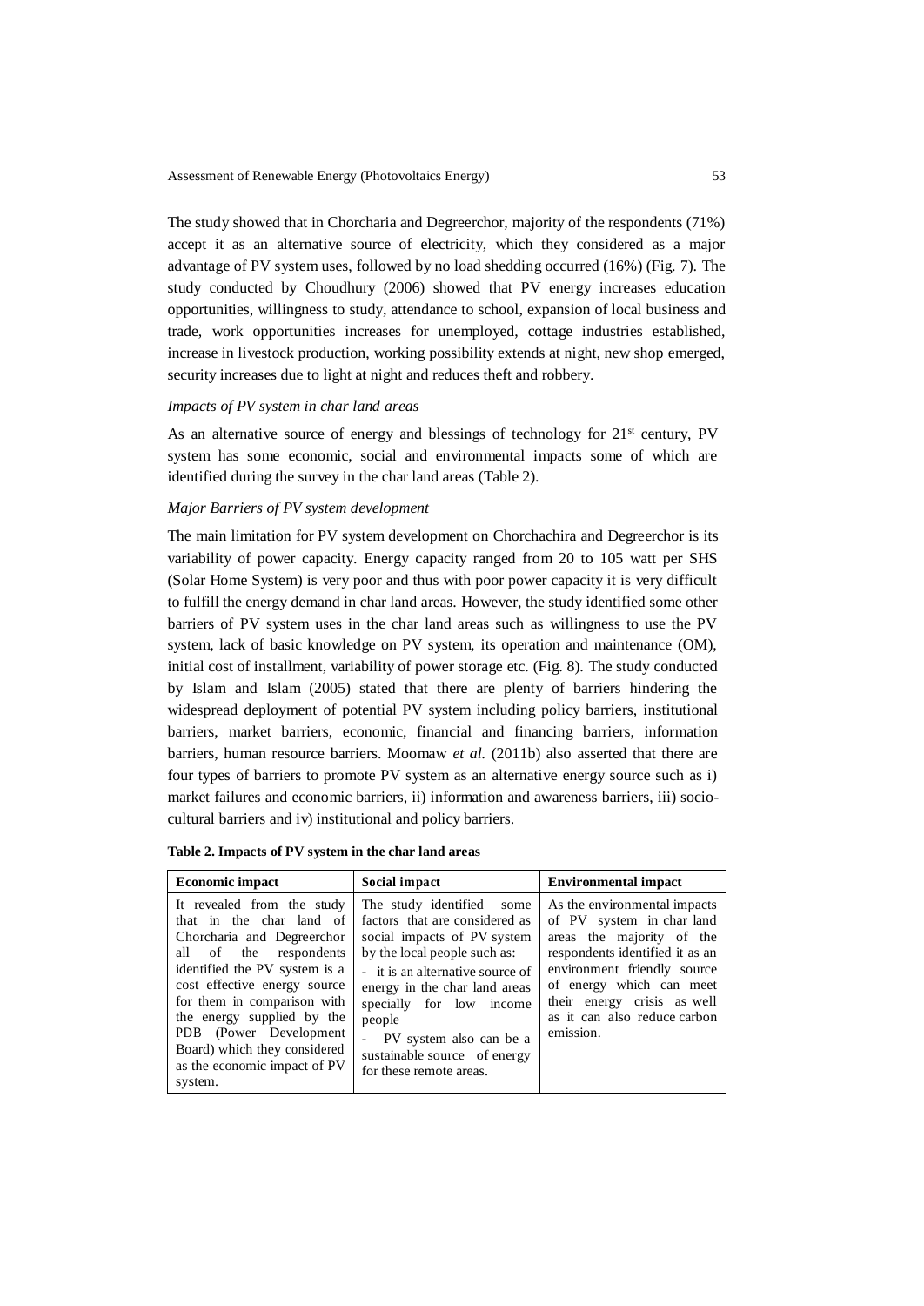The study showed that in Chorcharia and Degreerchor, majority of the respondents (71%) accept it as an alternative source of electricity, which they considered as a major advantage of PV system uses, followed by no load shedding occurred (16%) (Fig. 7). The study conducted by Choudhury (2006) showed that PV energy increases education opportunities, willingness to study, attendance to school, expansion of local business and trade, work opportunities increases for unemployed, cottage industries established, increase in livestock production, working possibility extends at night, new shop emerged, security increases due to light at night and reduces theft and robbery.

*Impacts of PV system in char land areas*

As an alternative source of energy and blessings of technology for 21st century, PV system has some economic, social and environmental impacts some of which are identified during the survey in the char land areas (Table 2).

*Major Barriers of PV system development*

The main limitation for PV system development on Chorchachira and Degreerchor is its variability of power capacity. Energy capacity ranged from 20 to 105 watt per SHS (Solar Home System) is very poor and thus with poor power capacity it is very difficult to fulfill the energy demand in char land areas. However, the study identified some other barriers of PV system uses in the char land areas such as willingness to use the PV system, lack of basic knowledge on PV system, its operation and maintenance (OM), initial cost of installment, variability of power storage etc. (Fig. 8). The study conducted by Islam and Islam (2005) stated that there are plenty of barriers hindering the widespread deployment of potential PV system including policy barriers, institutional barriers, market barriers, economic, financial and financing barriers, information barriers, human resource barriers. Moomaw *et al.* (2011b) also asserted that there are four types of barriers to promote PV system as an alternative energy source such as i) market failures and economic barriers, ii) information and awareness barriers, iii) socio-cultural barriers and iv) institutional and policy barriers.

**Table 2. Impacts of PV system in the char land areas**

| Economic impact | Social impact | Environmental impact |
|---|---|---|
| It revealed from the study that in the char land of Chorcharia and Degreerchor all of the respondents identified the PV system is a cost effective energy source for them in comparison with the energy supplied by the PDB (Power Development Board) which they considered as the economic impact of PV system. | The study identified some factors that are considered as social impacts of PV system by the local people such as:<br>- it is an alternative source of energy in the char land areas specially for low income people<br>- PV system also can be a sustainable source of energy for these remote areas. | As the environmental impacts of PV system in char land areas the majority of the respondents identified it as an environment friendly source of energy which can meet their energy crisis as well as it can also reduce carbon emission. |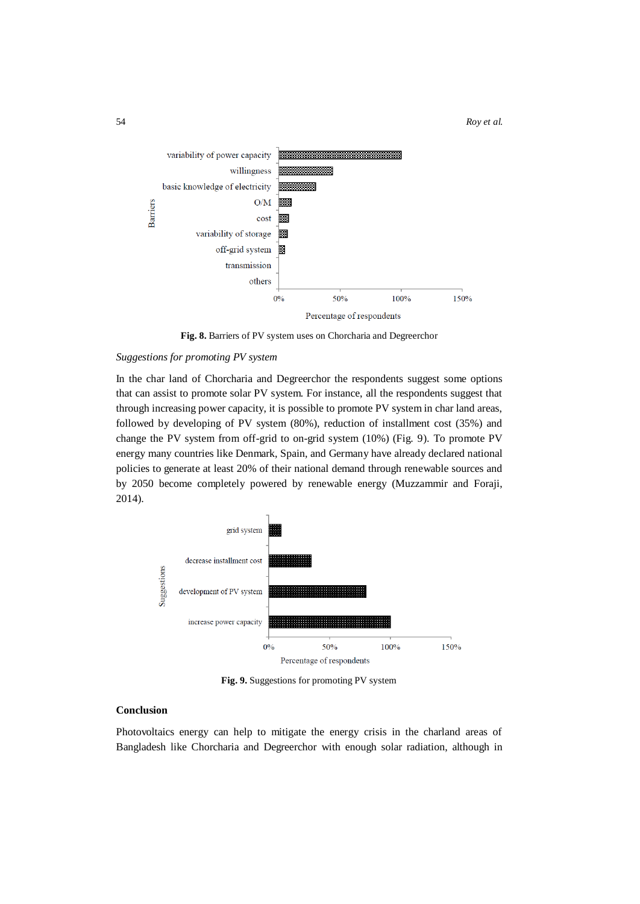Fig. 8. Barriers of PV system uses on Chorcharia and Degreerchor

*Suggestions for promoting PV system*

In the char land of Chorcharia and Degreerchor the respondents suggest some options that can assist to promote solar PV system. For instance, all the respondents suggest that through increasing power capacity, it is possible to promote PV system in char land areas, followed by developing of PV system (80%), reduction of installment cost (35%) and change the PV system from off-grid to on-grid system (10%) (Fig. 9). To promote PV energy many countries like Denmark, Spain, and Germany have already declared national policies to generate at least 20% of their national demand through renewable sources and by 2050 become completely powered by renewable energy (Muzzammir and Foraji, 2014).

Fig. 9. Suggestions for promoting PV system

## Conclusion

Photovoltaics energy can help to mitigate the energy crisis in the charland areas of Bangladesh like Chorcharia and Degreerchor with enough solar radiation, although in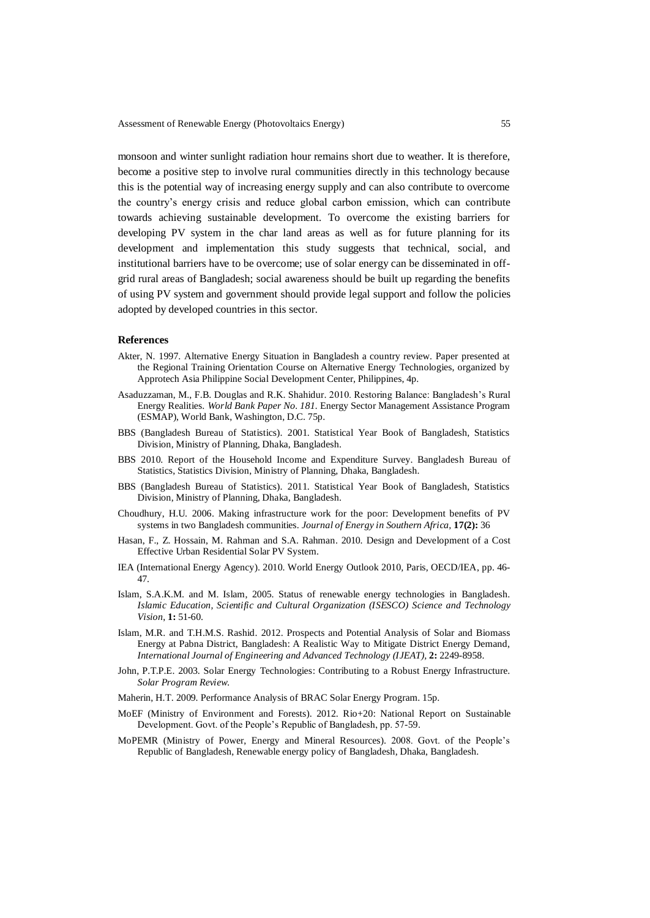monsoon and winter sunlight radiation hour remains short due to weather. It is therefore, become a positive step to involve rural communities directly in this technology because this is the potential way of increasing energy supply and can also contribute to overcome the country's energy crisis and reduce global carbon emission, which can contribute towards achieving sustainable development. To overcome the existing barriers for developing PV system in the char land areas as well as for future planning for its development and implementation this study suggests that technical, social, and institutional barriers have to be overcome; use of solar energy can be disseminated in off-grid rural areas of Bangladesh; social awareness should be built up regarding the benefits of using PV system and government should provide legal support and follow the policies adopted by developed countries in this sector.

## References

Akter, N. 1997. Alternative Energy Situation in Bangladesh a country review. Paper presented at the Regional Training Orientation Course on Alternative Energy Technologies, organized by Approtech Asia Philippine Social Development Center, Philippines, 4p.

Asaduzzaman, M., F.B. Douglas and R.K. Shahidur. 2010. Restoring Balance: Bangladesh's Rural Energy Realities. *World Bank Paper No. 181*. Energy Sector Management Assistance Program (ESMAP), World Bank, Washington, D.C. 75p.

BBS (Bangladesh Bureau of Statistics). 2001. Statistical Year Book of Bangladesh, Statistics Division, Ministry of Planning, Dhaka, Bangladesh.

BBS 2010. Report of the Household Income and Expenditure Survey. Bangladesh Bureau of Statistics, Statistics Division, Ministry of Planning, Dhaka, Bangladesh.

BBS (Bangladesh Bureau of Statistics). 2011. Statistical Year Book of Bangladesh, Statistics Division, Ministry of Planning, Dhaka, Bangladesh.

Choudhury, H.U. 2006. Making infrastructure work for the poor: Development benefits of PV systems in two Bangladesh communities. *Journal of Energy in Southern Africa*, **17(2):** 36

Hasan, F., Z. Hossain, M. Rahman and S.A. Rahman. 2010. Design and Development of a Cost Effective Urban Residential Solar PV System.

IEA (International Energy Agency). 2010. World Energy Outlook 2010, Paris, OECD/IEA, pp. 46-47.

Islam, S.A.K.M. and M. Islam, 2005. Status of renewable energy technologies in Bangladesh. *Islamic Education, Scientific and Cultural Organization (ISESCO) Science and Technology Vision*, **1:** 51-60.

Islam, M.R. and T.H.M.S. Rashid. 2012. Prospects and Potential Analysis of Solar and Biomass Energy at Pabna District, Bangladesh: A Realistic Way to Mitigate District Energy Demand, *International Journal of Engineering and Advanced Technology (IJEAT)*, **2:** 2249-8958.

John, P.T.P.E. 2003. Solar Energy Technologies: Contributing to a Robust Energy Infrastructure. *Solar Program Review.*

Maherin, H.T. 2009. Performance Analysis of BRAC Solar Energy Program. 15p.

MoEF (Ministry of Environment and Forests). 2012. Rio+20: National Report on Sustainable Development. Govt. of the People's Republic of Bangladesh, pp. 57-59.

MoPEMR (Ministry of Power, Energy and Mineral Resources). 2008. Govt. of the People's Republic of Bangladesh, Renewable energy policy of Bangladesh, Dhaka, Bangladesh.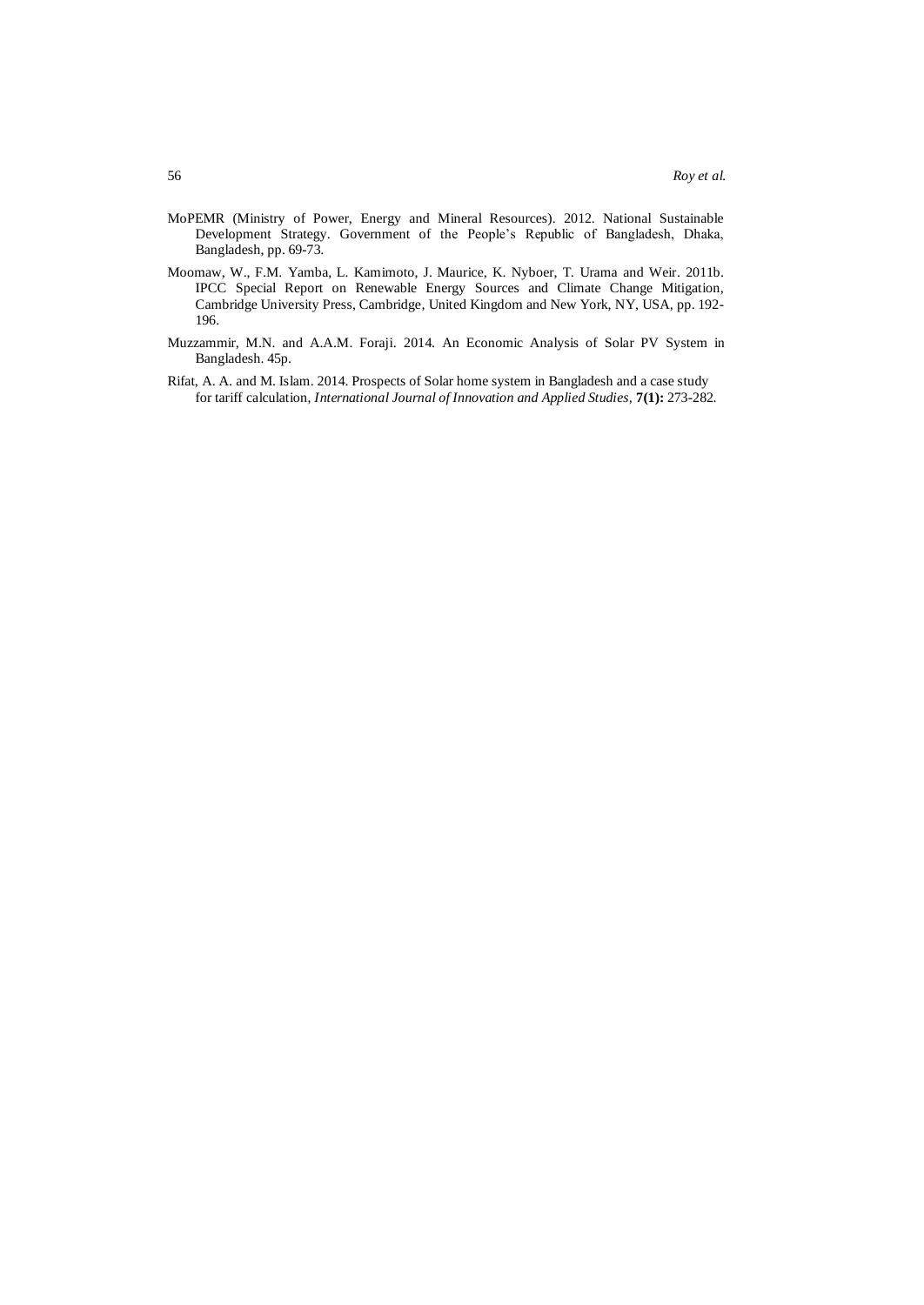MoPEMR (Ministry of Power, Energy and Mineral Resources). 2012. National Sustainable Development Strategy. Government of the People's Republic of Bangladesh, Dhaka, Bangladesh, pp. 69-73.

Moomaw, W., F.M. Yamba, L. Kamimoto, J. Maurice, K. Nyboer, T. Urama and Weir. 2011b. IPCC Special Report on Renewable Energy Sources and Climate Change Mitigation, Cambridge University Press, Cambridge, United Kingdom and New York, NY, USA, pp. 192-196.

Muzzammir, M.N. and A.A.M. Foraji. 2014. An Economic Analysis of Solar PV System in Bangladesh. 45p.

Rifat, A. A. and M. Islam. 2014. Prospects of Solar home system in Bangladesh and a case study for tariff calculation, *International Journal of Innovation and Applied Studies*, **7(1):** 273-282.